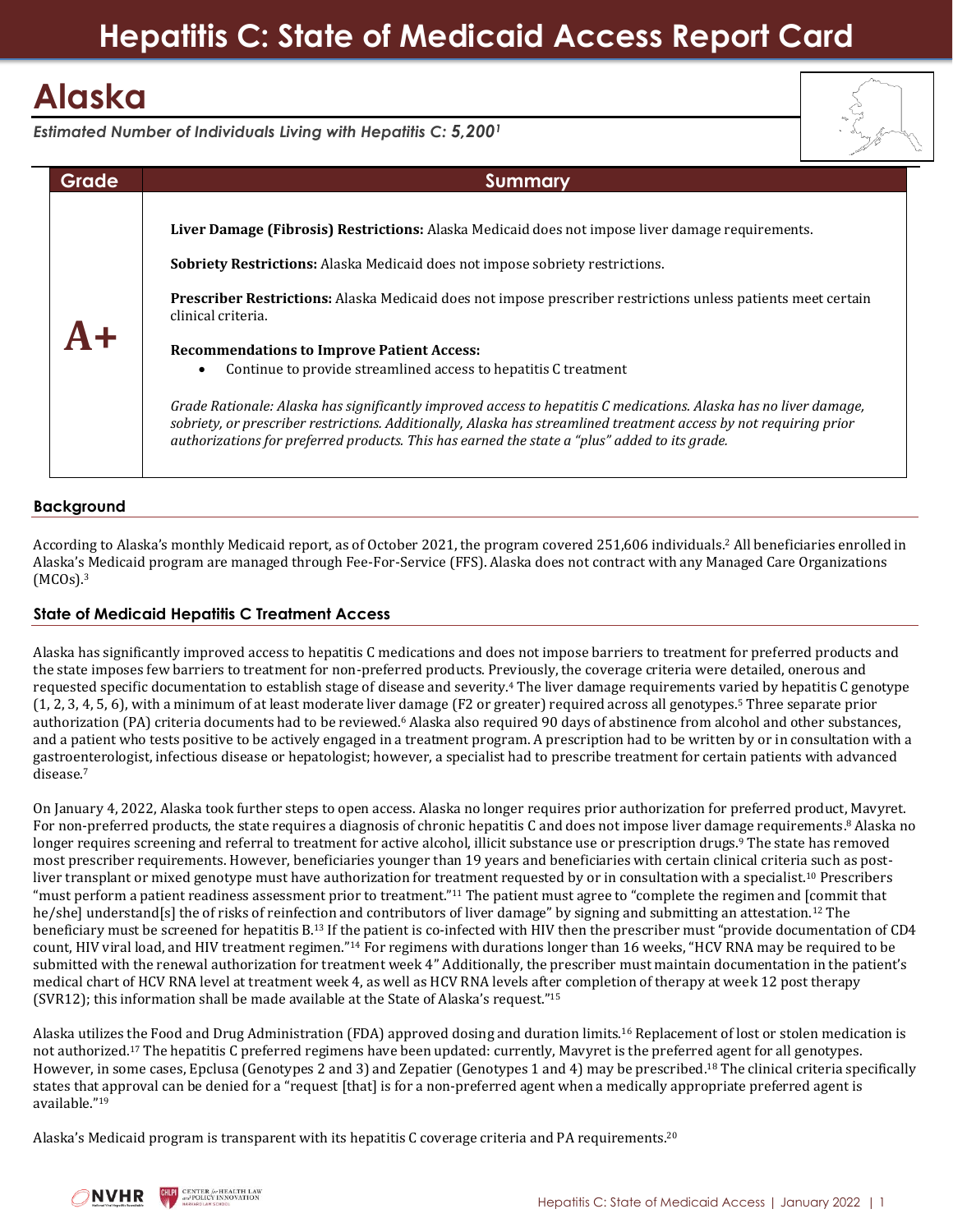# Hepatitis C: State of Medicaid Access Report Card

## Alaska

*Estimated Number of Individuals Living with Hepatitis C: **5,200**[1]*

| Grade | Summary |
|---|---|
| **A+** | **Liver Damage (Fibrosis) Restrictions:** Alaska Medicaid does not impose liver damage requirements.<br><br>**Sobriety Restrictions:** Alaska Medicaid does not impose sobriety restrictions.<br><br>**Prescriber Restrictions:** Alaska Medicaid does not impose prescriber restrictions unless patients meet certain clinical criteria.<br><br>**Recommendations to Improve Patient Access:**<br>• Continue to provide streamlined access to hepatitis C treatment<br><br>*Grade Rationale: Alaska has significantly improved access to hepatitis C medications. Alaska has no liver damage, sobriety, or prescriber restrictions. Additionally, Alaska has streamlined treatment access by not requiring prior authorizations for preferred products. This has earned the state a "plus" added to its grade.* |

### Background

According to Alaska's monthly Medicaid report, as of October 2021, the program covered 251,606 individuals.[2] All beneficiaries enrolled in Alaska's Medicaid program are managed through Fee-For-Service (FFS). Alaska does not contract with any Managed Care Organizations (MCOs).[3]

### State of Medicaid Hepatitis C Treatment Access

Alaska has significantly improved access to hepatitis C medications and does not impose barriers to treatment for preferred products and the state imposes few barriers to treatment for non-preferred products. Previously, the coverage criteria were detailed, onerous and requested specific documentation to establish stage of disease and severity.[4] The liver damage requirements varied by hepatitis C genotype (1, 2, 3, 4, 5, 6), with a minimum of at least moderate liver damage (F2 or greater) required across all genotypes.[5] Three separate prior authorization (PA) criteria documents had to be reviewed.[6] Alaska also required 90 days of abstinence from alcohol and other substances, and a patient who tests positive to be actively engaged in a treatment program. A prescription had to be written by or in consultation with a gastroenterologist, infectious disease or hepatologist; however, a specialist had to prescribe treatment for certain patients with advanced disease.[7]

On January 4, 2022, Alaska took further steps to open access. Alaska no longer requires prior authorization for preferred product, Mavyret. For non-preferred products, the state requires a diagnosis of chronic hepatitis C and does not impose liver damage requirements.[8] Alaska no longer requires screening and referral to treatment for active alcohol, illicit substance use or prescription drugs.[9] The state has removed most prescriber requirements. However, beneficiaries younger than 19 years and beneficiaries with certain clinical criteria such as post-liver transplant or mixed genotype must have authorization for treatment requested by or in consultation with a specialist.[10] Prescribers "must perform a patient readiness assessment prior to treatment."[11] The patient must agree to "complete the regimen and [commit that he/she] understand[s] the of risks of reinfection and contributors of liver damage" by signing and submitting an attestation.[12] The beneficiary must be screened for hepatitis B.[13] If the patient is co-infected with HIV then the prescriber must "provide documentation of CD4 count, HIV viral load, and HIV treatment regimen."[14] For regimens with durations longer than 16 weeks, "HCV RNA may be required to be submitted with the renewal authorization for treatment week 4" Additionally, the prescriber must maintain documentation in the patient's medical chart of HCV RNA level at treatment week 4, as well as HCV RNA levels after completion of therapy at week 12 post therapy (SVR12); this information shall be made available at the State of Alaska's request."[15]

Alaska utilizes the Food and Drug Administration (FDA) approved dosing and duration limits.[16] Replacement of lost or stolen medication is not authorized.[17] The hepatitis C preferred regimens have been updated: currently, Mavyret is the preferred agent for all genotypes. However, in some cases, Epclusa (Genotypes 2 and 3) and Zepatier (Genotypes 1 and 4) may be prescribed.[18] The clinical criteria specifically states that approval can be denied for a "request [that] is for a non-preferred agent when a medically appropriate preferred agent is available."[19]

Alaska's Medicaid program is transparent with its hepatitis C coverage criteria and PA requirements.[20]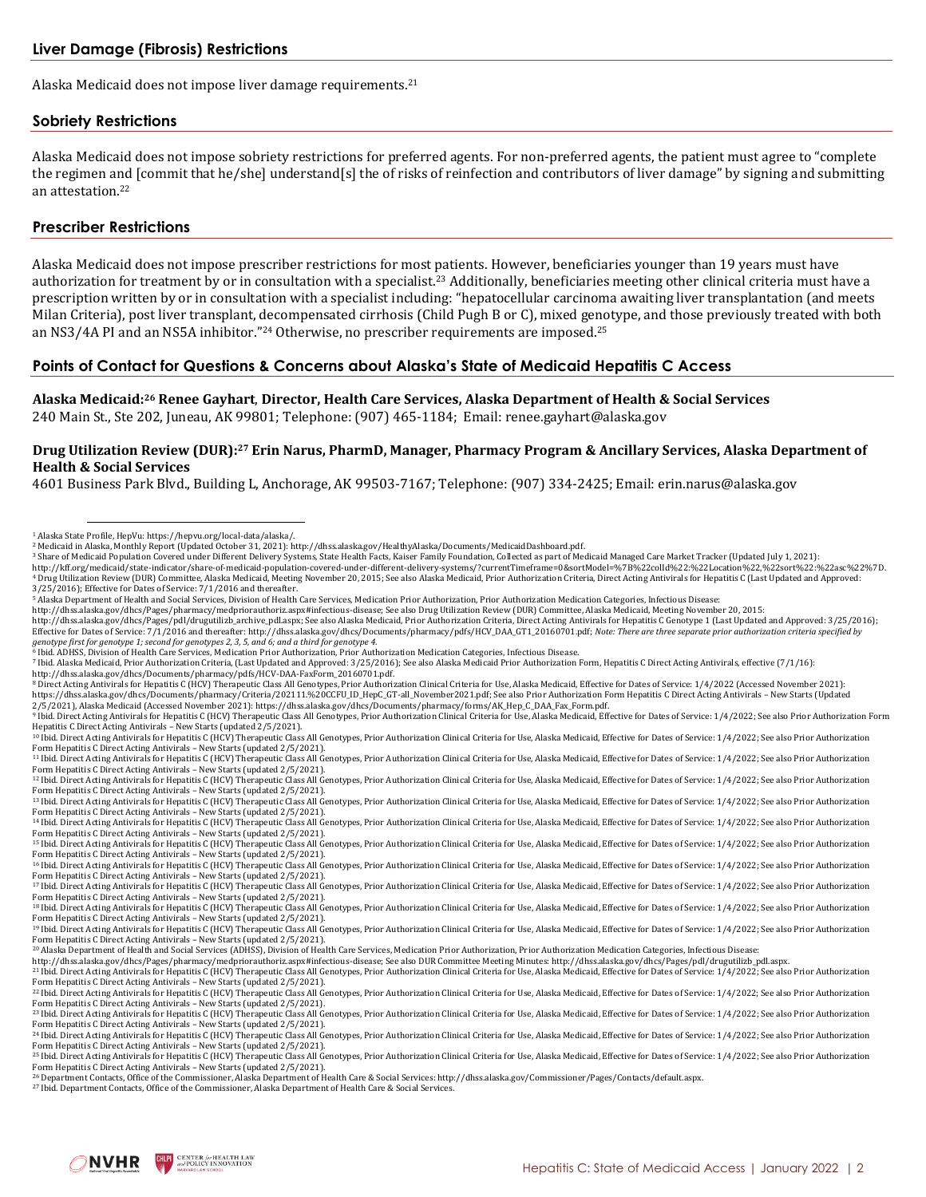## Liver Damage (Fibrosis) Restrictions

Alaska Medicaid does not impose liver damage requirements.[21]

## Sobriety Restrictions

Alaska Medicaid does not impose sobriety restrictions for preferred agents. For non-preferred agents, the patient must agree to "complete the regimen and [commit that he/she] understand[s] the of risks of reinfection and contributors of liver damage" by signing and submitting an attestation.[22]

## Prescriber Restrictions

Alaska Medicaid does not impose prescriber restrictions for most patients. However, beneficiaries younger than 19 years must have authorization for treatment by or in consultation with a specialist.[23] Additionally, beneficiaries meeting other clinical criteria must have a prescription written by or in consultation with a specialist including: "hepatocellular carcinoma awaiting liver transplantation (and meets Milan Criteria), post liver transplant, decompensated cirrhosis (Child Pugh B or C), mixed genotype, and those previously treated with both an NS3/4A PI and an NS5A inhibitor."[24] Otherwise, no prescriber requirements are imposed.[25]

## Points of Contact for Questions & Concerns about Alaska's State of Medicaid Hepatitis C Access

**Alaska Medicaid:[26] Renee Gayhart, Director, Health Care Services, Alaska Department of Health & Social Services**
240 Main St., Ste 202, Juneau, AK 99801; Telephone: (907) 465-1184; Email: renee.gayhart@alaska.gov

**Drug Utilization Review (DUR):[27] Erin Narus, PharmD, Manager, Pharmacy Program & Ancillary Services, Alaska Department of Health & Social Services**
4601 Business Park Blvd., Building L, Anchorage, AK 99503-7167; Telephone: (907) 334-2425; Email: erin.narus@alaska.gov

---

[1] Alaska State Profile, HepVu: https://hepvu.org/local-data/alaska/.
[2] Medicaid in Alaska, Monthly Report (Updated October 31, 2021): http://dhss.alaska.gov/HealthyAlaska/Documents/MedicaidDashboard.pdf.
[3] Share of Medicaid Population Covered under Different Delivery Systems, State Health Facts, Kaiser Family Foundation, Collected as part of Medicaid Managed Care Market Tracker (Updated July 1, 2021): http://kff.org/medicaid/state-indicator/share-of-medicaid-population-covered-under-different-delivery-systems/?currentTimeframe=0&sortModel=%7B%22colId%22:%22Location%22,%22sort%22:%22asc%22%7D.
[4] Drug Utilization Review (DUR) Committee, Alaska Medicaid, Meeting November 20, 2015; See also Alaska Medicaid, Prior Authorization Criteria, Direct Acting Antivirals for Hepatitis C (Last Updated and Approved: 3/25/2016); Effective for Dates of Service: 7/1/2016 and thereafter.
[5] Alaska Department of Health and Social Services, Division of Health Care Services, Medication Prior Authorization, Prior Authorization Medication Categories, Infectious Disease: http://dhss.alaska.gov/dhcs/Pages/pharmacy/medpriorauthoriz.aspx#infectious-disease; See also Drug Utilization Review (DUR) Committee, Alaska Medicaid, Meeting November 20, 2015: http://dhss.alaska.gov/dhcs/Pages/pdl/drugutilizb_archive_pdl.aspx; See also Alaska Medicaid, Prior Authorization Criteria, Direct Acting Antivirals for Hepatitis C Genotype 1 (Last Updated and Approved: 3/25/2016); Effective for Dates of Service: 7/1/2016 and thereafter: http://dhss.alaska.gov/dhcs/Documents/pharmacy/pdfs/HCV_DAA_GT1_20160701.pdf; *Note: There are three separate prior authorization criteria specified by genotype first for genotype 1; second for genotypes 2, 3, 5, and 6; and a third for genotype 4.*
[6] Ibid. ADHSS, Division of Health Care Services, Medication Prior Authorization, Prior Authorization Medication Categories, Infectious Disease.
[7] Ibid. Alaska Medicaid, Prior Authorization Criteria, (Last Updated and Approved: 3/25/2016); See also Alaska Medicaid Prior Authorization Form, Hepatitis C Direct Acting Antivirals, effective (7/1/16): http://dhss.alaska.gov/dhcs/Documents/pharmacy/pdfs/HCV-DAA-FaxForm_20160701.pdf.
[8] Direct Acting Antivirals for Hepatitis C (HCV) Therapeutic Class All Genotypes, Prior Authorization Clinical Criteria for Use, Alaska Medicaid, Effective for Dates of Service: 1/4/2022 (Accessed November 2021): https://dhss.alaska.gov/dhcs/Documents/pharmacy/Criteria/202111.%20CCFU_ID_HepC_GT-all_November2021.pdf; See also Prior Authorization Form Hepatitis C Direct Acting Antivirals – New Starts (Updated 2/5/2021), Alaska Medicaid (Accessed November 2021): https://dhss.alaska.gov/dhcs/Documents/pharmacy/forms/AK_Hep_C_DAA_Fax_Form.pdf.
[9] Ibid. Direct Acting Antivirals for Hepatitis C (HCV) Therapeutic Class All Genotypes, Prior Authorization Clinical Criteria for Use, Alaska Medicaid, Effective for Dates of Service: 1/4/2022; See also Prior Authorization Form Hepatitis C Direct Acting Antivirals – New Starts (updated 2/5/2021).
[10] Ibid. Direct Acting Antivirals for Hepatitis C (HCV) Therapeutic Class All Genotypes, Prior Authorization Clinical Criteria for Use, Alaska Medicaid, Effective for Dates of Service: 1/4/2022; See also Prior Authorization Form Hepatitis C Direct Acting Antivirals – New Starts (updated 2/5/2021).
[11] Ibid. Direct Acting Antivirals for Hepatitis C (HCV) Therapeutic Class All Genotypes, Prior Authorization Clinical Criteria for Use, Alaska Medicaid, Effective for Dates of Service: 1/4/2022; See also Prior Authorization Form Hepatitis C Direct Acting Antivirals – New Starts (updated 2/5/2021).
[12] Ibid. Direct Acting Antivirals for Hepatitis C (HCV) Therapeutic Class All Genotypes, Prior Authorization Clinical Criteria for Use, Alaska Medicaid, Effective for Dates of Service: 1/4/2022; See also Prior Authorization Form Hepatitis C Direct Acting Antivirals – New Starts (updated 2/5/2021).
[13] Ibid. Direct Acting Antivirals for Hepatitis C (HCV) Therapeutic Class All Genotypes, Prior Authorization Clinical Criteria for Use, Alaska Medicaid, Effective for Dates of Service: 1/4/2022; See also Prior Authorization Form Hepatitis C Direct Acting Antivirals – New Starts (updated 2/5/2021).
[14] Ibid. Direct Acting Antivirals for Hepatitis C (HCV) Therapeutic Class All Genotypes, Prior Authorization Clinical Criteria for Use, Alaska Medicaid, Effective for Dates of Service: 1/4/2022; See also Prior Authorization Form Hepatitis C Direct Acting Antivirals – New Starts (updated 2/5/2021).
[15] Ibid. Direct Acting Antivirals for Hepatitis C (HCV) Therapeutic Class All Genotypes, Prior Authorization Clinical Criteria for Use, Alaska Medicaid, Effective for Dates of Service: 1/4/2022; See also Prior Authorization Form Hepatitis C Direct Acting Antivirals – New Starts (updated 2/5/2021).
[16] Ibid. Direct Acting Antivirals for Hepatitis C (HCV) Therapeutic Class All Genotypes, Prior Authorization Clinical Criteria for Use, Alaska Medicaid, Effective for Dates of Service: 1/4/2022; See also Prior Authorization Form Hepatitis C Direct Acting Antivirals – New Starts (updated 2/5/2021).
[17] Ibid. Direct Acting Antivirals for Hepatitis C (HCV) Therapeutic Class All Genotypes, Prior Authorization Clinical Criteria for Use, Alaska Medicaid, Effective for Dates of Service: 1/4/2022; See also Prior Authorization Form Hepatitis C Direct Acting Antivirals – New Starts (updated 2/5/2021).
[18] Ibid. Direct Acting Antivirals for Hepatitis C (HCV) Therapeutic Class All Genotypes, Prior Authorization Clinical Criteria for Use, Alaska Medicaid, Effective for Dates of Service: 1/4/2022; See also Prior Authorization Form Hepatitis C Direct Acting Antivirals – New Starts (updated 2/5/2021).
[19] Ibid. Direct Acting Antivirals for Hepatitis C (HCV) Therapeutic Class All Genotypes, Prior Authorization Clinical Criteria for Use, Alaska Medicaid, Effective for Dates of Service: 1/4/2022; See also Prior Authorization Form Hepatitis C Direct Acting Antivirals – New Starts (updated 2/5/2021).
[20] Alaska Department of Health and Social Services (ADHSS), Division of Health Care Services, Medication Prior Authorization, Prior Authorization Medication Categories, Infectious Disease: http://dhss.alaska.gov/dhcs/Pages/pharmacy/medpriorauthoriz.aspx#infectious-disease; See also DUR Committee Meeting Minutes: http://dhss.alaska.gov/dhcs/Pages/pdl/drugutilizb_pdl.aspx.
[21] Ibid. Direct Acting Antivirals for Hepatitis C (HCV) Therapeutic Class All Genotypes, Prior Authorization Clinical Criteria for Use, Alaska Medicaid, Effective for Dates of Service: 1/4/2022; See also Prior Authorization Form Hepatitis C Direct Acting Antivirals – New Starts (updated 2/5/2021).
[22] Ibid. Direct Acting Antivirals for Hepatitis C (HCV) Therapeutic Class All Genotypes, Prior Authorization Clinical Criteria for Use, Alaska Medicaid, Effective for Dates of Service: 1/4/2022; See also Prior Authorization Form Hepatitis C Direct Acting Antivirals – New Starts (updated 2/5/2021).
[23] Ibid. Direct Acting Antivirals for Hepatitis C (HCV) Therapeutic Class All Genotypes, Prior Authorization Clinical Criteria for Use, Alaska Medicaid, Effective for Dates of Service: 1/4/2022; See also Prior Authorization Form Hepatitis C Direct Acting Antivirals – New Starts (updated 2/5/2021).
[24] Ibid. Direct Acting Antivirals for Hepatitis C (HCV) Therapeutic Class All Genotypes, Prior Authorization Clinical Criteria for Use, Alaska Medicaid, Effective for Dates of Service: 1/4/2022; See also Prior Authorization Form Hepatitis C Direct Acting Antivirals – New Starts (updated 2/5/2021).
[25] Ibid. Direct Acting Antivirals for Hepatitis C (HCV) Therapeutic Class All Genotypes, Prior Authorization Clinical Criteria for Use, Alaska Medicaid, Effective for Dates of Service: 1/4/2022; See also Prior Authorization Form Hepatitis C Direct Acting Antivirals – New Starts (updated 2/5/2021).
[26] Department Contacts, Office of the Commissioner, Alaska Department of Health Care & Social Services: http://dhss.alaska.gov/Commissioner/Pages/Contacts/default.aspx.
[27] Ibid. Department Contacts, Office of the Commissioner, Alaska Department of Health Care & Social Services.